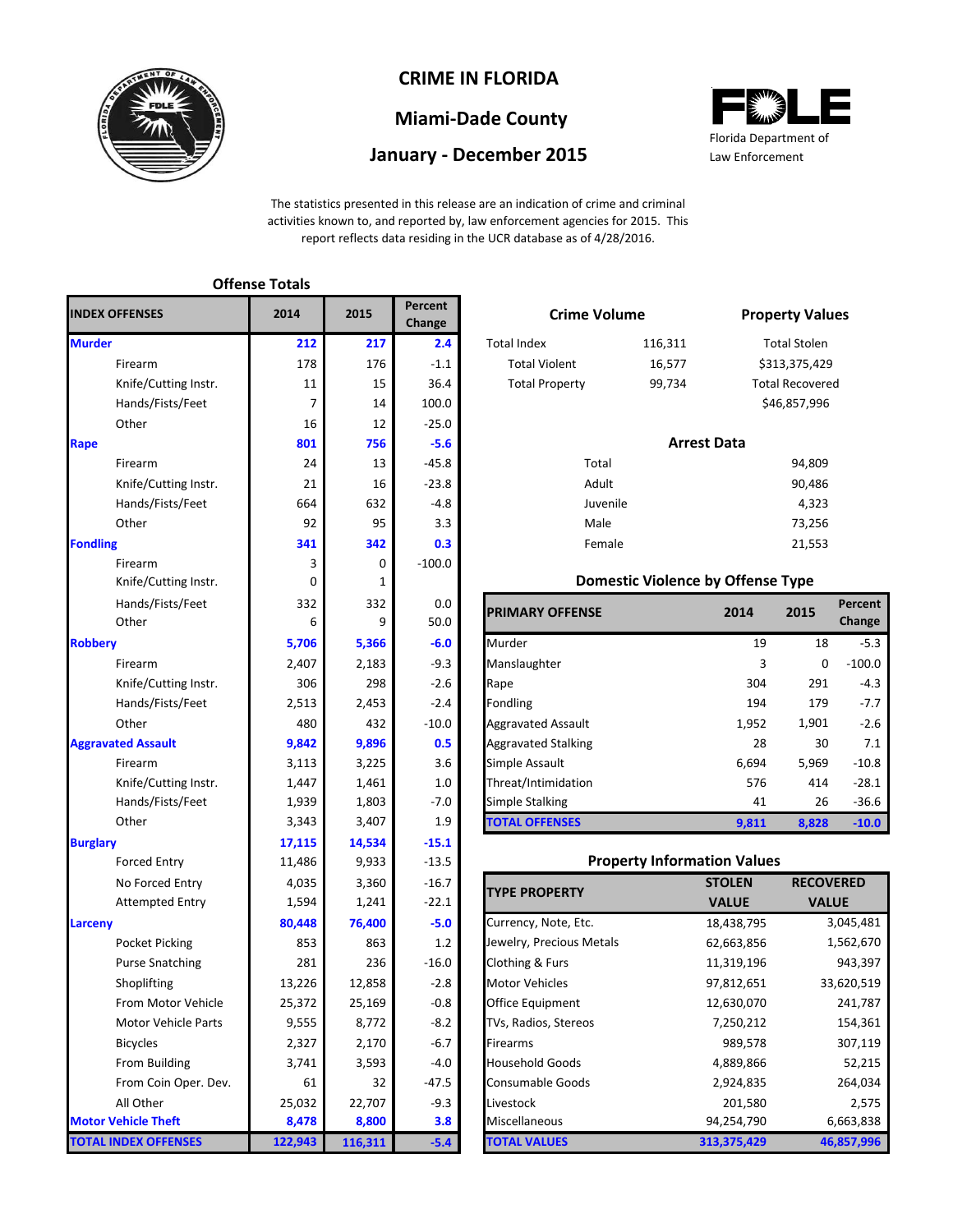# CRIME IN FLORIDA

## Miami-Dade County

## January - December 2015

Florida Department of Law Enforcement

The statistics presented in this release are an indication of crime and criminal activities known to, and reported by, law enforcement agencies for 2015. This report reflects data residing in the UCR database as of 4/28/2016.

### Offense Totals

| INDEX OFFENSES | 2014 | 2015 | Percent Change |
|---|---|---|---|
| **Murder** | **212** | **217** | **2.4** |
| Firearm | 178 | 176 | -1.1 |
| Knife/Cutting Instr. | 11 | 15 | 36.4 |
| Hands/Fists/Feet | 7 | 14 | 100.0 |
| Other | 16 | 12 | -25.0 |
| **Rape** | **801** | **756** | **-5.6** |
| Firearm | 24 | 13 | -45.8 |
| Knife/Cutting Instr. | 21 | 16 | -23.8 |
| Hands/Fists/Feet | 664 | 632 | -4.8 |
| Other | 92 | 95 | 3.3 |
| **Fondling** | **341** | **342** | **0.3** |
| Firearm | 3 | 0 | -100.0 |
| Knife/Cutting Instr. | 0 | 1 | |
| Hands/Fists/Feet | 332 | 332 | 0.0 |
| Other | 6 | 9 | 50.0 |
| **Robbery** | **5,706** | **5,366** | **-6.0** |
| Firearm | 2,407 | 2,183 | -9.3 |
| Knife/Cutting Instr. | 306 | 298 | -2.6 |
| Hands/Fists/Feet | 2,513 | 2,453 | -2.4 |
| Other | 480 | 432 | -10.0 |
| **Aggravated Assault** | **9,842** | **9,896** | **0.5** |
| Firearm | 3,113 | 3,225 | 3.6 |
| Knife/Cutting Instr. | 1,447 | 1,461 | 1.0 |
| Hands/Fists/Feet | 1,939 | 1,803 | -7.0 |
| Other | 3,343 | 3,407 | 1.9 |
| **Burglary** | **17,115** | **14,534** | **-15.1** |
| Forced Entry | 11,486 | 9,933 | -13.5 |
| No Forced Entry | 4,035 | 3,360 | -16.7 |
| Attempted Entry | 1,594 | 1,241 | -22.1 |
| **Larceny** | **80,448** | **76,400** | **-5.0** |
| Pocket Picking | 853 | 863 | 1.2 |
| Purse Snatching | 281 | 236 | -16.0 |
| Shoplifting | 13,226 | 12,858 | -2.8 |
| From Motor Vehicle | 25,372 | 25,169 | -0.8 |
| Motor Vehicle Parts | 9,555 | 8,772 | -8.2 |
| Bicycles | 2,327 | 2,170 | -6.7 |
| From Building | 3,741 | 3,593 | -4.0 |
| From Coin Oper. Dev. | 61 | 32 | -47.5 |
| All Other | 25,032 | 22,707 | -9.3 |
| **Motor Vehicle Theft** | **8,478** | **8,800** | **3.8** |
| **TOTAL INDEX OFFENSES** | **122,943** | **116,311** | **-5.4** |

### Crime Volume

| | |
|---|---|
| Total Index | 116,311 |
| Total Violent | 16,577 |
| Total Property | 99,734 |

### Property Values

| | |
|---|---|
| Total Stolen | $313,375,429 |
| Total Recovered | $46,857,996 |

### Arrest Data

| | |
|---|---|
| Total | 94,809 |
| Adult | 90,486 |
| Juvenile | 4,323 |
| Male | 73,256 |
| Female | 21,553 |

### Domestic Violence by Offense Type

| PRIMARY OFFENSE | 2014 | 2015 | Percent Change |
|---|---|---|---|
| Murder | 19 | 18 | -5.3 |
| Manslaughter | 3 | 0 | -100.0 |
| Rape | 304 | 291 | -4.3 |
| Fondling | 194 | 179 | -7.7 |
| Aggravated Assault | 1,952 | 1,901 | -2.6 |
| Aggravated Stalking | 28 | 30 | 7.1 |
| Simple Assault | 6,694 | 5,969 | -10.8 |
| Threat/Intimidation | 576 | 414 | -28.1 |
| Simple Stalking | 41 | 26 | -36.6 |
| **TOTAL OFFENSES** | **9,811** | **8,828** | **-10.0** |

### Property Information Values

| TYPE PROPERTY | STOLEN VALUE | RECOVERED VALUE |
|---|---|---|
| Currency, Note, Etc. | 18,438,795 | 3,045,481 |
| Jewelry, Precious Metals | 62,663,856 | 1,562,670 |
| Clothing & Furs | 11,319,196 | 943,397 |
| Motor Vehicles | 97,812,651 | 33,620,519 |
| Office Equipment | 12,630,070 | 241,787 |
| TVs, Radios, Stereos | 7,250,212 | 154,361 |
| Firearms | 989,578 | 307,119 |
| Household Goods | 4,889,866 | 52,215 |
| Consumable Goods | 2,924,835 | 264,034 |
| Livestock | 201,580 | 2,575 |
| Miscellaneous | 94,254,790 | 6,663,838 |
| **TOTAL VALUES** | **313,375,429** | **46,857,996** |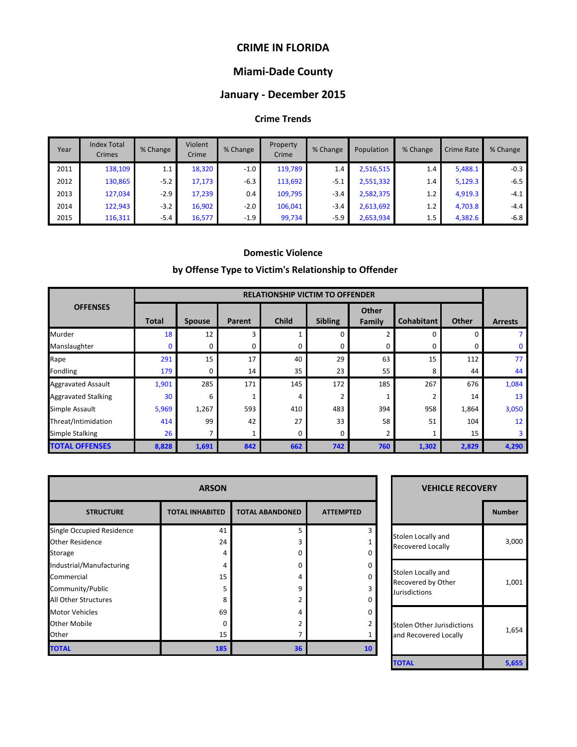# CRIME IN FLORIDA

## Miami-Dade County

## January - December 2015

### Crime Trends

| Year | Index Total Crimes | % Change | Violent Crime | % Change | Property Crime | % Change | Population | % Change | Crime Rate | % Change |
|---|---|---|---|---|---|---|---|---|---|---|
| 2011 | 138,109 | 1.1 | 18,320 | -1.0 | 119,789 | 1.4 | 2,516,515 | 1.4 | 5,488.1 | -0.3 |
| 2012 | 130,865 | -5.2 | 17,173 | -6.3 | 113,692 | -5.1 | 2,551,332 | 1.4 | 5,129.3 | -6.5 |
| 2013 | 127,034 | -2.9 | 17,239 | 0.4 | 109,795 | -3.4 | 2,582,375 | 1.2 | 4,919.3 | -4.1 |
| 2014 | 122,943 | -3.2 | 16,902 | -2.0 | 106,041 | -3.4 | 2,613,692 | 1.2 | 4,703.8 | -4.4 |
| 2015 | 116,311 | -5.4 | 16,577 | -1.9 | 99,734 | -5.9 | 2,653,934 | 1.5 | 4,382.6 | -6.8 |

### Domestic Violence

### by Offense Type to Victim's Relationship to Offender

| OFFENSES | RELATIONSHIP VICTIM TO OFFENDER | | | | | | | | |
|---|---|---|---|---|---|---|---|---|---|
| | Total | Spouse | Parent | Child | Sibling | Other Family | Cohabitant | Other | Arrests |
| Murder | 18 | 12 | 3 | 1 | 0 | 2 | 0 | 0 | 7 |
| Manslaughter | 0 | 0 | 0 | 0 | 0 | 0 | 0 | 0 | 0 |
| Rape | 291 | 15 | 17 | 40 | 29 | 63 | 15 | 112 | 77 |
| Fondling | 179 | 0 | 14 | 35 | 23 | 55 | 8 | 44 | 44 |
| Aggravated Assault | 1,901 | 285 | 171 | 145 | 172 | 185 | 267 | 676 | 1,084 |
| Aggravated Stalking | 30 | 6 | 1 | 4 | 2 | 1 | 2 | 14 | 13 |
| Simple Assault | 5,969 | 1,267 | 593 | 410 | 483 | 394 | 958 | 1,864 | 3,050 |
| Threat/Intimidation | 414 | 99 | 42 | 27 | 33 | 58 | 51 | 104 | 12 |
| Simple Stalking | 26 | 7 | 1 | 0 | 0 | 2 | 1 | 15 | 3 |
| **TOTAL OFFENSES** | **8,828** | **1,691** | **842** | **662** | **742** | **760** | **1,302** | **2,829** | **4,290** |

| ARSON | | | |
|---|---|---|---|
| STRUCTURE | TOTAL INHABITED | TOTAL ABANDONED | ATTEMPTED |
| Single Occupied Residence | 41 | 5 | 3 |
| Other Residence | 24 | 3 | 1 |
| Storage | 4 | 0 | 0 |
| Industrial/Manufacturing | 4 | 0 | 0 |
| Commercial | 15 | 4 | 0 |
| Community/Public | 5 | 9 | 3 |
| All Other Structures | 8 | 2 | 0 |
| Motor Vehicles | 69 | 4 | 0 |
| Other Mobile | 0 | 2 | 2 |
| Other | 15 | 7 | 1 |
| **TOTAL** | **185** | **36** | **10** |

| VEHICLE RECOVERY | |
|---|---|
| | Number |
| Stolen Locally and Recovered Locally | 3,000 |
| Stolen Locally and Recovered by Other Jurisdictions | 1,001 |
| Stolen Other Jurisdictions and Recovered Locally | 1,654 |
| **TOTAL** | **5,655** |